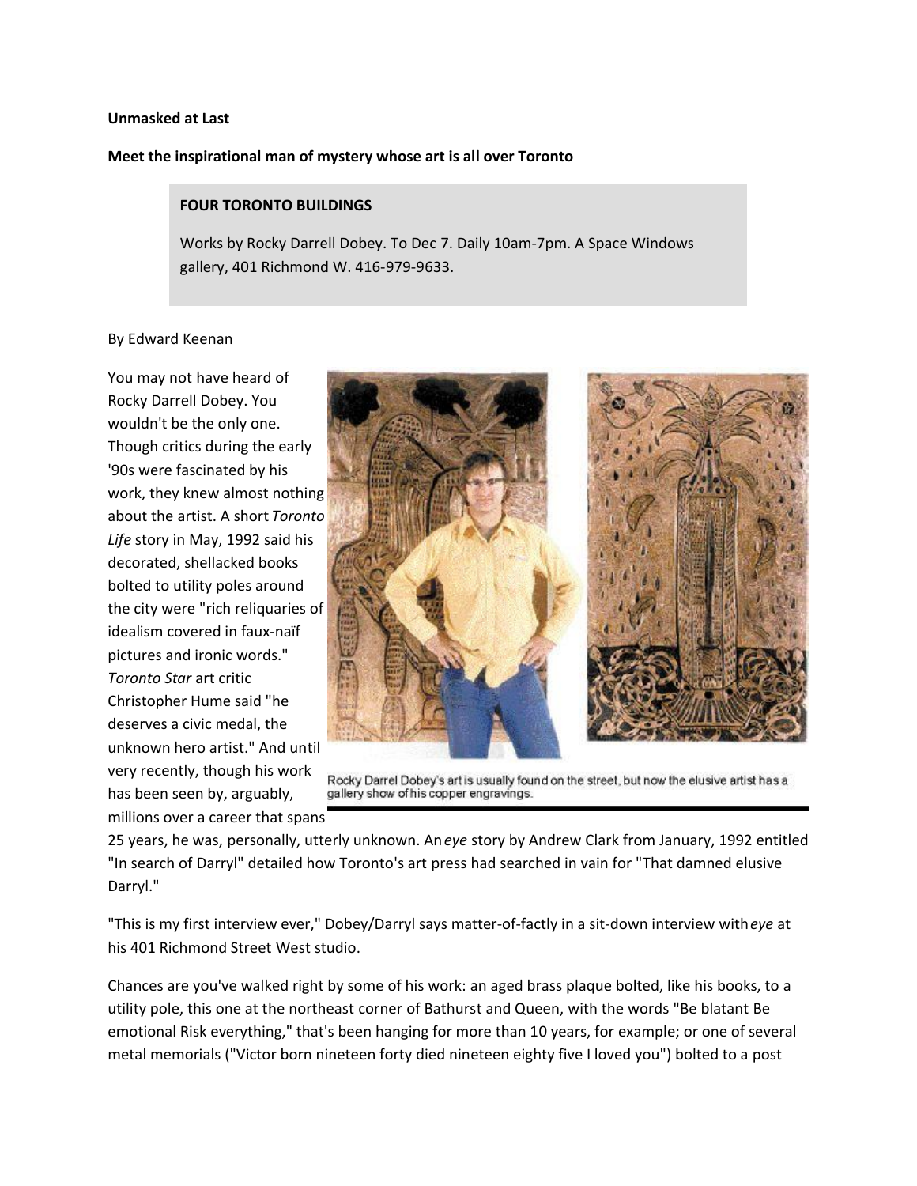**Unmasked at Last**

**Meet the inspirational man of mystery whose art is all over Toronto**

> **FOUR TORONTO BUILDINGS**
>
> Works by Rocky Darrell Dobey. To Dec 7. Daily 10am-7pm. A Space Windows gallery, 401 Richmond W. 416-979-9633.

By Edward Keenan

You may not have heard of Rocky Darrell Dobey. You wouldn't be the only one. Though critics during the early '90s were fascinated by his work, they knew almost nothing about the artist. A short *Toronto Life* story in May, 1992 said his decorated, shellacked books bolted to utility poles around the city were "rich reliquaries of idealism covered in faux-naïf pictures and ironic words." *Toronto Star* art critic Christopher Hume said "he deserves a civic medal, the unknown hero artist." And until very recently, though his work has been seen by, arguably, millions over a career that spans 25 years, he was, personally, utterly unknown. An *eye* story by Andrew Clark from January, 1992 entitled "In search of Darryl" detailed how Toronto's art press had searched in vain for "That damned elusive Darryl."

Rocky Darrel Dobey's art is usually found on the street, but now the elusive artist has a gallery show of his copper engravings.

"This is my first interview ever," Dobey/Darryl says matter-of-factly in a sit-down interview with *eye* at his 401 Richmond Street West studio.

Chances are you've walked right by some of his work: an aged brass plaque bolted, like his books, to a utility pole, this one at the northeast corner of Bathurst and Queen, with the words "Be blatant Be emotional Risk everything," that's been hanging for more than 10 years, for example; or one of several metal memorials ("Victor born nineteen forty died nineteen eighty five I loved you") bolted to a post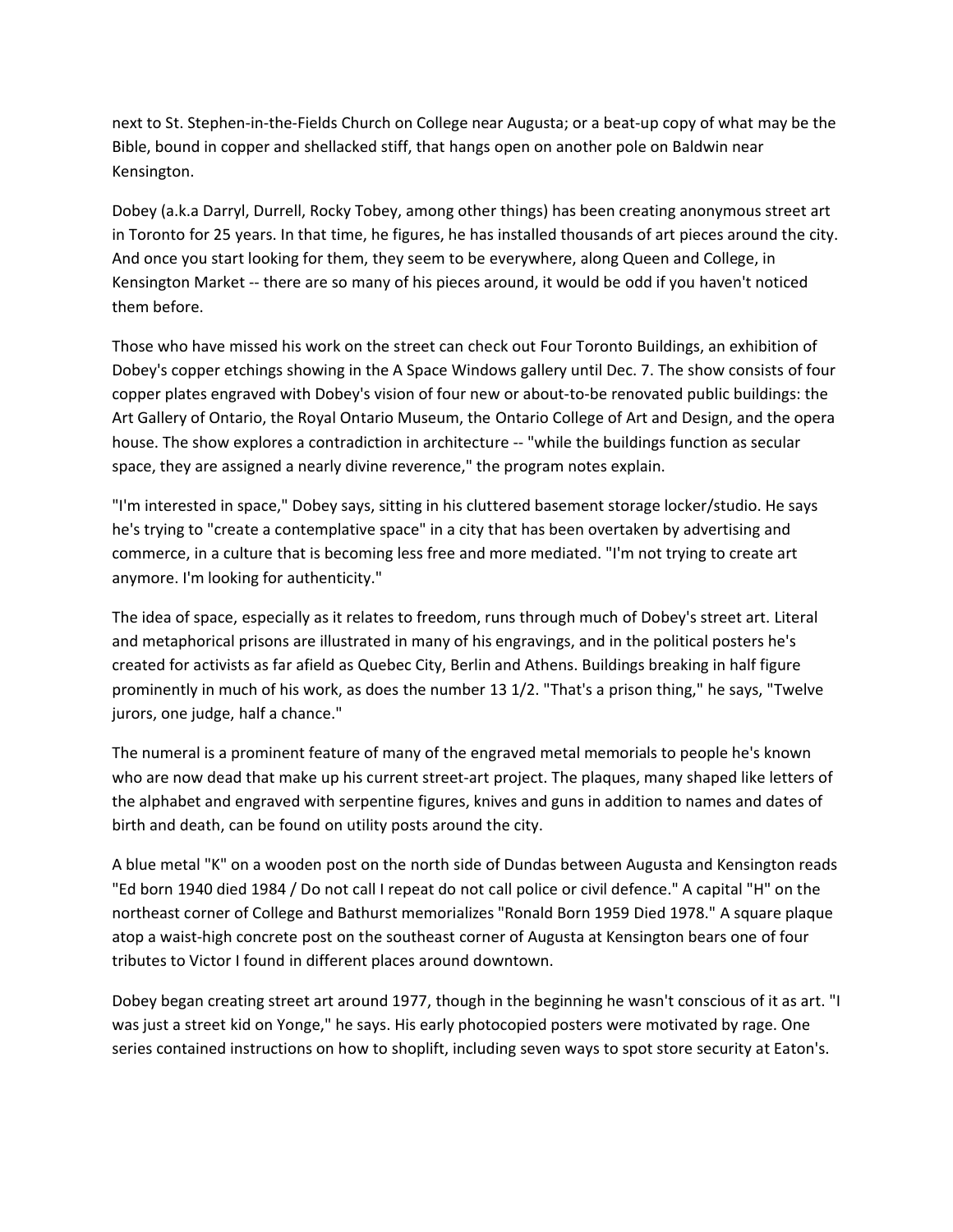next to St. Stephen-in-the-Fields Church on College near Augusta; or a beat-up copy of what may be the Bible, bound in copper and shellacked stiff, that hangs open on another pole on Baldwin near Kensington.

Dobey (a.k.a Darryl, Durrell, Rocky Tobey, among other things) has been creating anonymous street art in Toronto for 25 years. In that time, he figures, he has installed thousands of art pieces around the city. And once you start looking for them, they seem to be everywhere, along Queen and College, in Kensington Market -- there are so many of his pieces around, it would be odd if you haven't noticed them before.

Those who have missed his work on the street can check out Four Toronto Buildings, an exhibition of Dobey's copper etchings showing in the A Space Windows gallery until Dec. 7. The show consists of four copper plates engraved with Dobey's vision of four new or about-to-be renovated public buildings: the Art Gallery of Ontario, the Royal Ontario Museum, the Ontario College of Art and Design, and the opera house. The show explores a contradiction in architecture -- "while the buildings function as secular space, they are assigned a nearly divine reverence," the program notes explain.

"I'm interested in space," Dobey says, sitting in his cluttered basement storage locker/studio. He says he's trying to "create a contemplative space" in a city that has been overtaken by advertising and commerce, in a culture that is becoming less free and more mediated. "I'm not trying to create art anymore. I'm looking for authenticity."

The idea of space, especially as it relates to freedom, runs through much of Dobey's street art. Literal and metaphorical prisons are illustrated in many of his engravings, and in the political posters he's created for activists as far afield as Quebec City, Berlin and Athens. Buildings breaking in half figure prominently in much of his work, as does the number 13 1/2. "That's a prison thing," he says, "Twelve jurors, one judge, half a chance."

The numeral is a prominent feature of many of the engraved metal memorials to people he's known who are now dead that make up his current street-art project. The plaques, many shaped like letters of the alphabet and engraved with serpentine figures, knives and guns in addition to names and dates of birth and death, can be found on utility posts around the city.

A blue metal "K" on a wooden post on the north side of Dundas between Augusta and Kensington reads "Ed born 1940 died 1984 / Do not call I repeat do not call police or civil defence." A capital "H" on the northeast corner of College and Bathurst memorializes "Ronald Born 1959 Died 1978." A square plaque atop a waist-high concrete post on the southeast corner of Augusta at Kensington bears one of four tributes to Victor I found in different places around downtown.

Dobey began creating street art around 1977, though in the beginning he wasn't conscious of it as art. "I was just a street kid on Yonge," he says. His early photocopied posters were motivated by rage. One series contained instructions on how to shoplift, including seven ways to spot store security at Eaton's.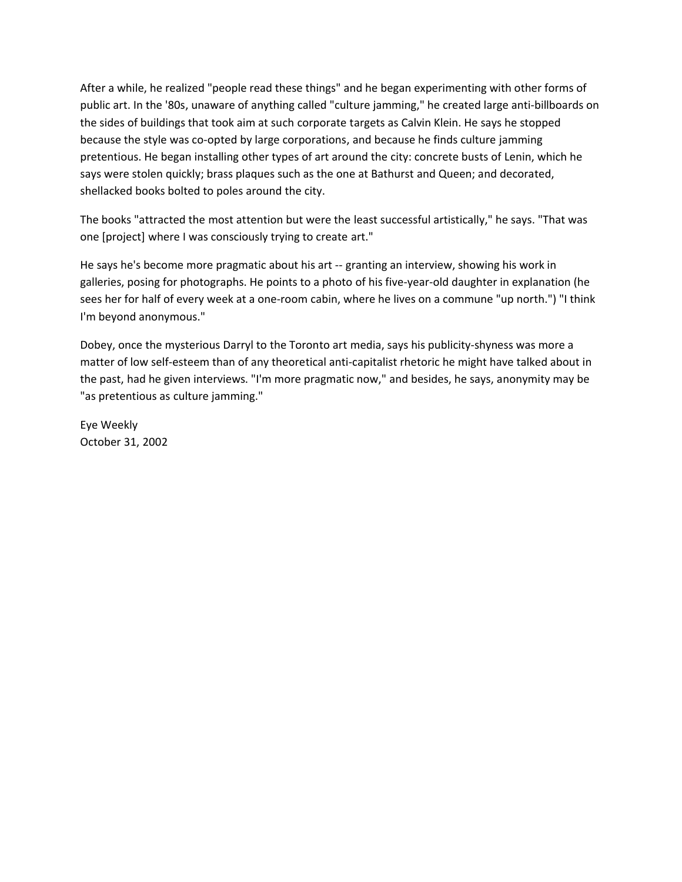After a while, he realized "people read these things" and he began experimenting with other forms of public art. In the '80s, unaware of anything called "culture jamming," he created large anti-billboards on the sides of buildings that took aim at such corporate targets as Calvin Klein. He says he stopped because the style was co-opted by large corporations, and because he finds culture jamming pretentious. He began installing other types of art around the city: concrete busts of Lenin, which he says were stolen quickly; brass plaques such as the one at Bathurst and Queen; and decorated, shellacked books bolted to poles around the city.

The books "attracted the most attention but were the least successful artistically," he says. "That was one [project] where I was consciously trying to create art."

He says he's become more pragmatic about his art -- granting an interview, showing his work in galleries, posing for photographs. He points to a photo of his five-year-old daughter in explanation (he sees her for half of every week at a one-room cabin, where he lives on a commune "up north.") "I think I'm beyond anonymous."

Dobey, once the mysterious Darryl to the Toronto art media, says his publicity-shyness was more a matter of low self-esteem than of any theoretical anti-capitalist rhetoric he might have talked about in the past, had he given interviews. "I'm more pragmatic now," and besides, he says, anonymity may be "as pretentious as culture jamming."

Eye Weekly
October 31, 2002